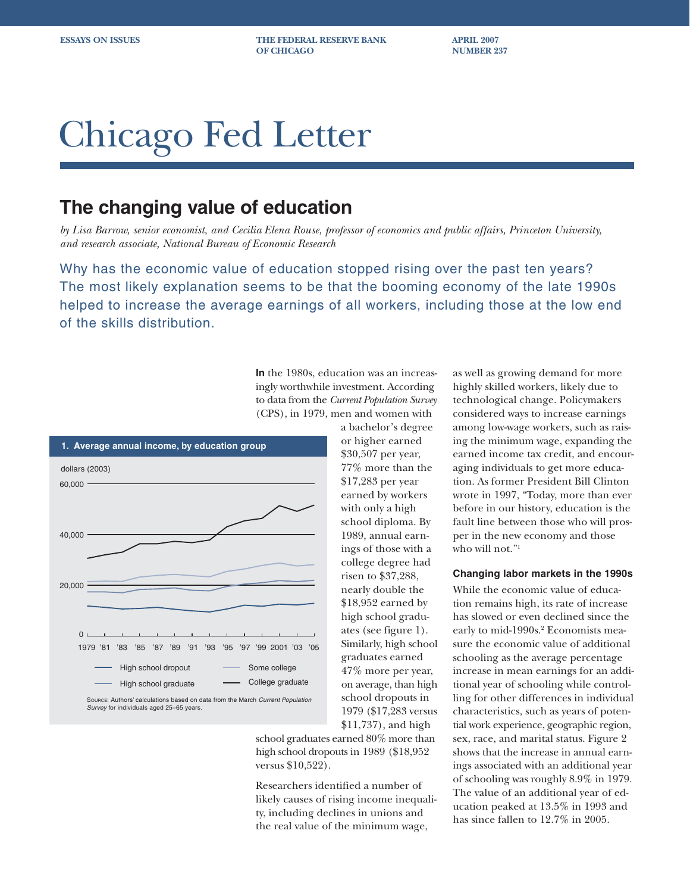ESSAYS ON ISSUES THE FEDERAL RESERVE BANK OF CHICAGO APRIL 2007 NUMBER 237

# Chicago Fed Letter

## The changing value of education

*by Lisa Barrow, senior economist, and Cecilia Elena Rouse, professor of economics and public affairs, Princeton University, and research associate, National Bureau of Economic Research*

Why has the economic value of education stopped rising over the past ten years? The most likely explanation seems to be that the booming economy of the late 1990s helped to increase the average earnings of all workers, including those at the low end of the skills distribution.

**1. Average annual income, by education group**

dollars (2003)

High school dropout; High school graduate; Some college; College graduate

Source: Authors' calculations based on data from the March *Current Population Survey* for individuals aged 25–65 years.

**In** the 1980s, education was an increasingly worthwhile investment. According to data from the *Current Population Survey* (CPS), in 1979, men and women with a bachelor's degree or higher earned $30,507 per year, 77% more than the $17,283 per year earned by workers with only a high school diploma. By 1989, annual earnings of those with a college degree had risen to $37,288, nearly double the $18,952 earned by high school graduates (see figure 1). Similarly, high school graduates earned 47% more per year, on average, than high school dropouts in 1979 ($17,283 versus $11,737), and high school graduates earned 80% more than high school dropouts in 1989 ($18,952 versus $10,522).

Researchers identified a number of likely causes of rising income inequality, including declines in unions and the real value of the minimum wage, as well as growing demand for more highly skilled workers, likely due to technological change. Policymakers considered ways to increase earnings among low-wage workers, such as raising the minimum wage, expanding the earned income tax credit, and encouraging individuals to get more education. As former President Bill Clinton wrote in 1997, "Today, more than ever before in our history, education is the fault line between those who will prosper in the new economy and those who will not."[1]

### Changing labor markets in the 1990s

While the economic value of education remains high, its rate of increase has slowed or even declined since the early to mid-1990s.[2] Economists measure the economic value of additional schooling as the average percentage increase in mean earnings for an additional year of schooling while controlling for other differences in individual characteristics, such as years of potential work experience, geographic region, sex, race, and marital status. Figure 2 shows that the increase in annual earnings associated with an additional year of schooling was roughly 8.9% in 1979. The value of an additional year of education peaked at 13.5% in 1993 and has since fallen to 12.7% in 2005.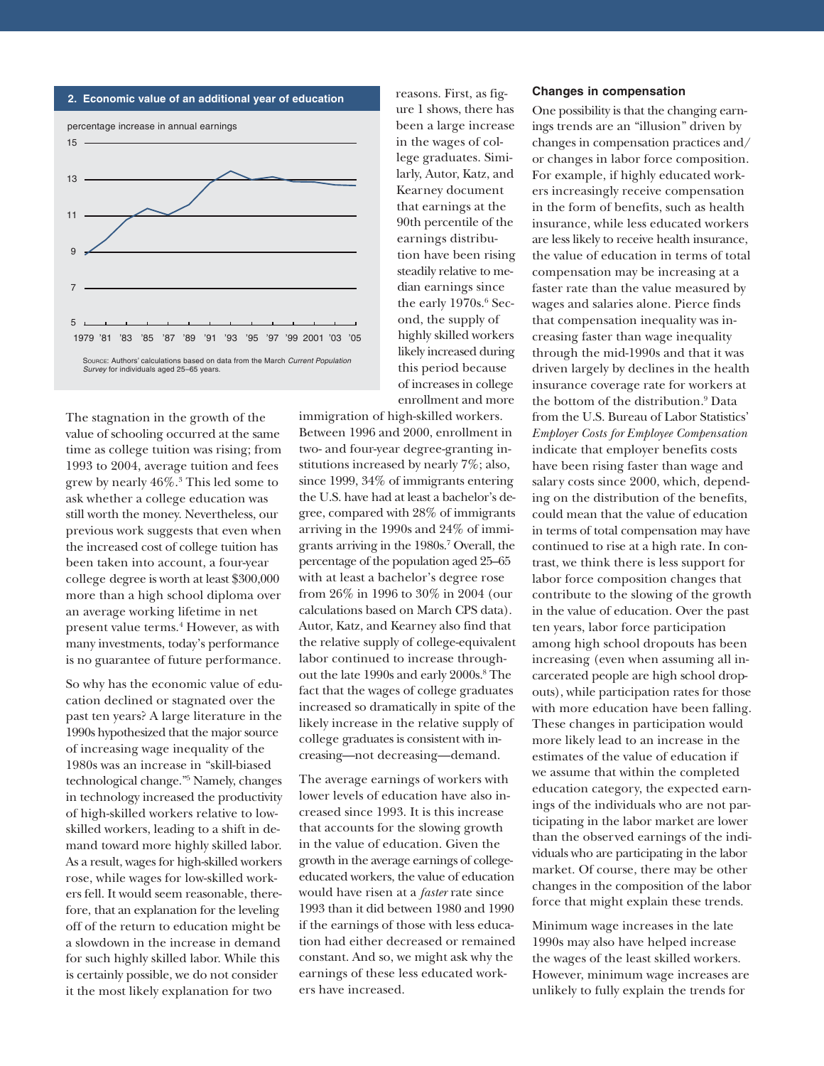**2. Economic value of an additional year of education**

percentage increase in annual earnings

Source: Authors' calculations based on data from the March *Current Population Survey* for individuals aged 25–65 years.

The stagnation in the growth of the value of schooling occurred at the same time as college tuition was rising; from 1993 to 2004, average tuition and fees grew by nearly 46%.[3] This led some to ask whether a college education was still worth the money. Nevertheless, our previous work suggests that even when the increased cost of college tuition has been taken into account, a four-year college degree is worth at least $300,000 more than a high school diploma over an average working lifetime in net present value terms.[4] However, as with many investments, today's performance is no guarantee of future performance.

So why has the economic value of education declined or stagnated over the past ten years? A large literature in the 1990s hypothesized that the major source of increasing wage inequality of the 1980s was an increase in "skill-biased technological change."[5] Namely, changes in technology increased the productivity of high-skilled workers relative to low-skilled workers, leading to a shift in demand toward more highly skilled labor. As a result, wages for high-skilled workers rose, while wages for low-skilled workers fell. It would seem reasonable, therefore, that an explanation for the leveling off of the return to education might be a slowdown in the increase in demand for such highly skilled labor. While this is certainly possible, we do not consider it the most likely explanation for two reasons. First, as figure 1 shows, there has been a large increase in the wages of college graduates. Similarly, Autor, Katz, and Kearney document that earnings at the 90th percentile of the earnings distribution have been rising steadily relative to median earnings since the early 1970s.[6] Second, the supply of highly skilled workers likely increased during this period because of increases in college enrollment and more immigration of high-skilled workers. Between 1996 and 2000, enrollment in two- and four-year degree-granting institutions increased by nearly 7%; also, since 1999, 34% of immigrants entering the U.S. have had at least a bachelor's degree, compared with 28% of immigrants arriving in the 1990s and 24% of immigrants arriving in the 1980s.[7] Overall, the percentage of the population aged 25–65 with at least a bachelor's degree rose from 26% in 1996 to 30% in 2004 (our calculations based on March CPS data). Autor, Katz, and Kearney also find that the relative supply of college-equivalent labor continued to increase throughout the late 1990s and early 2000s.[8] The fact that the wages of college graduates increased so dramatically in spite of the likely increase in the relative supply of college graduates is consistent with increasing—not decreasing—demand.

The average earnings of workers with lower levels of education have also increased since 1993. It is this increase that accounts for the slowing growth in the value of education. Given the growth in the average earnings of college-educated workers, the value of education would have risen at a *faster* rate since 1993 than it did between 1980 and 1990 if the earnings of those with less education had either decreased or remained constant. And so, we might ask why the earnings of these less educated workers have increased.

### Changes in compensation

One possibility is that the changing earnings trends are an "illusion" driven by changes in compensation practices and/or changes in labor force composition. For example, if highly educated workers increasingly receive compensation in the form of benefits, such as health insurance, while less educated workers are less likely to receive health insurance, the value of education in terms of total compensation may be increasing at a faster rate than the value measured by wages and salaries alone. Pierce finds that compensation inequality was increasing faster than wage inequality through the mid-1990s and that it was driven largely by declines in the health insurance coverage rate for workers at the bottom of the distribution.[9] Data from the U.S. Bureau of Labor Statistics' *Employer Costs for Employee Compensation* indicate that employer benefits costs have been rising faster than wage and salary costs since 2000, which, depending on the distribution of the benefits, could mean that the value of education in terms of total compensation may have continued to rise at a high rate. In contrast, we think there is less support for labor force composition changes that contribute to the slowing of the growth in the value of education. Over the past ten years, labor force participation among high school dropouts has been increasing (even when assuming all incarcerated people are high school dropouts), while participation rates for those with more education have been falling. These changes in participation would more likely lead to an increase in the estimates of the value of education if we assume that within the completed education category, the expected earnings of the individuals who are not participating in the labor market are lower than the observed earnings of the individuals who are participating in the labor market. Of course, there may be other changes in the composition of the labor force that might explain these trends.

Minimum wage increases in the late 1990s may also have helped increase the wages of the least skilled workers. However, minimum wage increases are unlikely to fully explain the trends for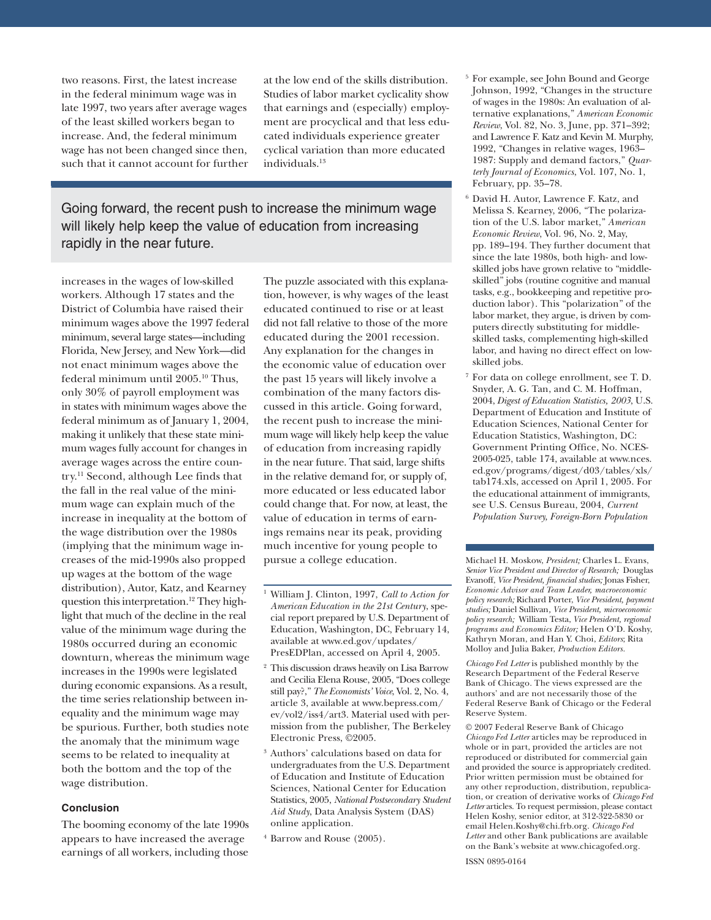two reasons. First, the latest increase in the federal minimum wage was in late 1997, two years after average wages of the least skilled workers began to increase. And, the federal minimum wage has not been changed since then, such that it cannot account for further increases in the wages of low-skilled workers. Although 17 states and the District of Columbia have raised their minimum wages above the 1997 federal minimum, several large states—including Florida, New Jersey, and New York—did not enact minimum wages above the federal minimum until 2005.[10] Thus, only 30% of payroll employment was in states with minimum wages above the federal minimum as of January 1, 2004, making it unlikely that these state minimum wages fully account for changes in average wages across the entire country.[11] Second, although Lee finds that the fall in the real value of the minimum wage can explain much of the increase in inequality at the bottom of the wage distribution over the 1980s (implying that the minimum wage increases of the mid-1990s also propped up wages at the bottom of the wage distribution), Autor, Katz, and Kearney question this interpretation.[12] They highlight that much of the decline in the real value of the minimum wage during the 1980s occurred during an economic downturn, whereas the minimum wage increases in the 1990s were legislated during economic expansions. As a result, the time series relationship between inequality and the minimum wage may be spurious. Further, both studies note the anomaly that the minimum wage seems to be related to inequality at both the bottom and the top of the wage distribution.

> Going forward, the recent push to increase the minimum wage will likely help keep the value of education from increasing rapidly in the near future.

### Conclusion

The booming economy of the late 1990s appears to have increased the average earnings of all workers, including those at the low end of the skills distribution. Studies of labor market cyclicality show that earnings and (especially) employment are procyclical and that less educated individuals experience greater cyclical variation than more educated individuals.[13]

The puzzle associated with this explanation, however, is why wages of the least educated continued to rise or at least did not fall relative to those of the more educated during the 2001 recession. Any explanation for the changes in the economic value of education over the past 15 years will likely involve a combination of the many factors discussed in this article. Going forward, the recent push to increase the minimum wage will likely help keep the value of education from increasing rapidly in the near future. That said, large shifts in the relative demand for, or supply of, more educated or less educated labor could change that. For now, at least, the value of education in terms of earnings remains near its peak, providing much incentive for young people to pursue a college education.

---

[1] William J. Clinton, 1997, *Call to Action for American Education in the 21st Century*, special report prepared by U.S. Department of Education, Washington, DC, February 14, available at www.ed.gov/updates/PresEDPlan, accessed on April 4, 2005.

[2] This discussion draws heavily on Lisa Barrow and Cecilia Elena Rouse, 2005, "Does college still pay?," *The Economists' Voice*, Vol. 2, No. 4, article 3, available at www.bepress.com/ev/vol2/iss4/art3. Material used with permission from the publisher, The Berkeley Electronic Press, ©2005.

[3] Authors' calculations based on data for undergraduates from the U.S. Department of Education and Institute of Education Sciences, National Center for Education Statistics, 2005, *National Postsecondary Student Aid Study*, Data Analysis System (DAS) online application.

[4] Barrow and Rouse (2005).

[5] For example, see John Bound and George Johnson, 1992, "Changes in the structure of wages in the 1980s: An evaluation of alternative explanations," *American Economic Review*, Vol. 82, No. 3, June, pp. 371–392; and Lawrence F. Katz and Kevin M. Murphy, 1992, "Changes in relative wages, 1963–1987: Supply and demand factors," *Quarterly Journal of Economics*, Vol. 107, No. 1, February, pp. 35–78.

[6] David H. Autor, Lawrence F. Katz, and Melissa S. Kearney, 2006, "The polarization of the U.S. labor market," *American Economic Review*, Vol. 96, No. 2, May, pp. 189–194. They further document that since the late 1980s, both high- and low-skilled jobs have grown relative to "middle-skilled" jobs (routine cognitive and manual tasks, e.g., bookkeeping and repetitive production labor). This "polarization" of the labor market, they argue, is driven by computers directly substituting for middle-skilled tasks, complementing high-skilled labor, and having no direct effect on low-skilled jobs.

[7] For data on college enrollment, see T. D. Snyder, A. G. Tan, and C. M. Hoffman, 2004, *Digest of Education Statistics, 2003*, U.S. Department of Education and Institute of Education Sciences, National Center for Education Statistics, Washington, DC: Government Printing Office, No. NCES-2005-025, table 174, available at www.nces.ed.gov/programs/digest/d03/tables/xls/tab174.xls, accessed on April 1, 2005. For the educational attainment of immigrants, see U.S. Census Bureau, 2004, *Current Population Survey, Foreign-Born Population*

---

Michael H. Moskow, *President;* Charles L. Evans, *Senior Vice President and Director of Research;* Douglas Evanoff, *Vice President, financial studies;* Jonas Fisher, *Economic Advisor and Team Leader, macroeconomic policy research;* Richard Porter, *Vice President, payment studies;* Daniel Sullivan, *Vice President, microeconomic policy research;* William Testa, *Vice President, regional programs and Economics Editor;* Helen O'D. Koshy, Kathryn Moran, and Han Y. Choi, *Editors*; Rita Molloy and Julia Baker, *Production Editors.*

*Chicago Fed Letter* is published monthly by the Research Department of the Federal Reserve Bank of Chicago. The views expressed are the authors' and are not necessarily those of the Federal Reserve Bank of Chicago or the Federal Reserve System.

© 2007 Federal Reserve Bank of Chicago
*Chicago Fed Letter* articles may be reproduced in whole or in part, provided the articles are not reproduced or distributed for commercial gain and provided the source is appropriately credited. Prior written permission must be obtained for any other reproduction, distribution, republication, or creation of derivative works of *Chicago Fed Letter* articles. To request permission, please contact Helen Koshy, senior editor, at 312-322-5830 or email Helen.Koshy@chi.frb.org. *Chicago Fed Letter* and other Bank publications are available on the Bank's website at www.chicagofed.org.

ISSN 0895-0164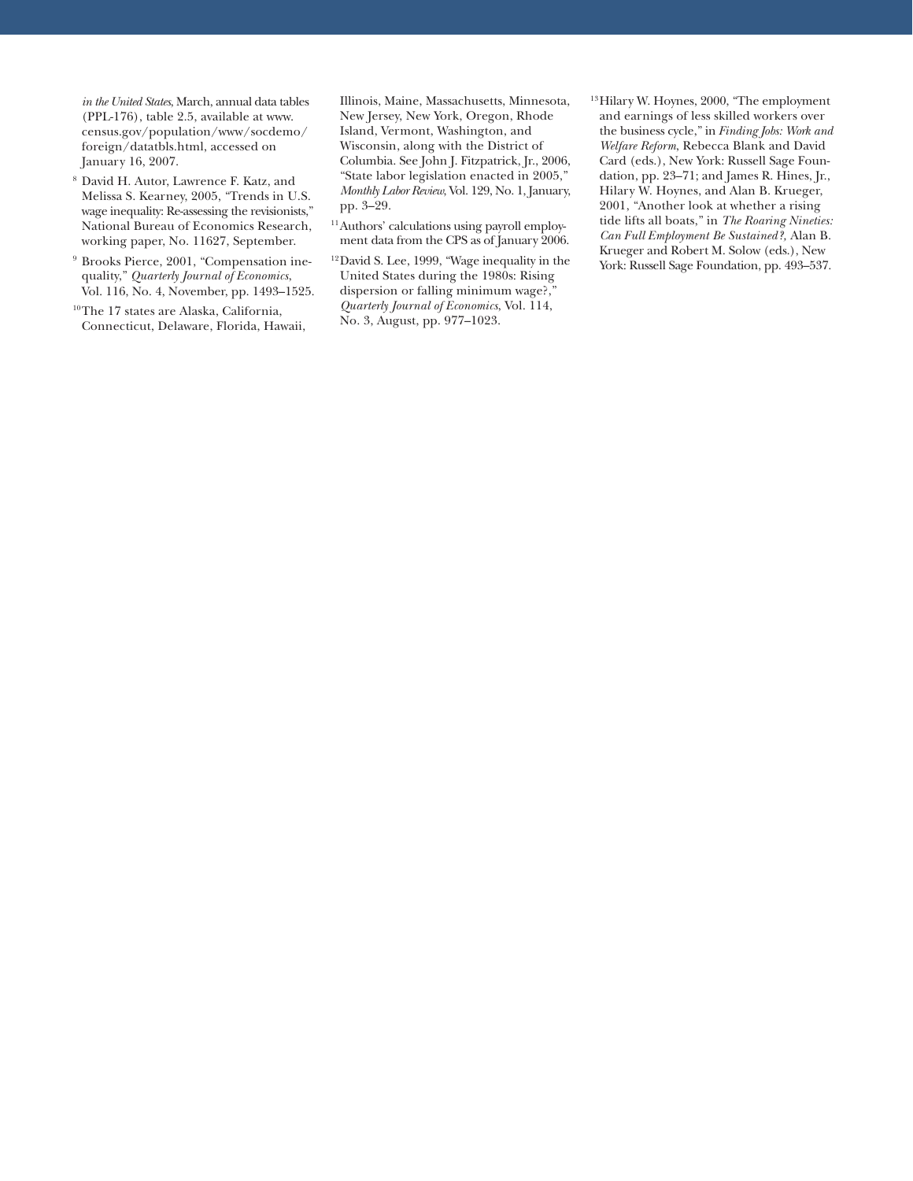*in the United States*, March, annual data tables (PPL-176), table 2.5, available at www.census.gov/population/www/socdemo/foreign/datatbls.html, accessed on January 16, 2007.

[8] David H. Autor, Lawrence F. Katz, and Melissa S. Kearney, 2005, "Trends in U.S. wage inequality: Re-assessing the revisionists," National Bureau of Economics Research, working paper, No. 11627, September.

[9] Brooks Pierce, 2001, "Compensation inequality," *Quarterly Journal of Economics*, Vol. 116, No. 4, November, pp. 1493–1525.

[10] The 17 states are Alaska, California, Connecticut, Delaware, Florida, Hawaii, Illinois, Maine, Massachusetts, Minnesota, New Jersey, New York, Oregon, Rhode Island, Vermont, Washington, and Wisconsin, along with the District of Columbia. See John J. Fitzpatrick, Jr., 2006, "State labor legislation enacted in 2005," *Monthly Labor Review*, Vol. 129, No. 1, January, pp. 3–29.

[11] Authors' calculations using payroll employment data from the CPS as of January 2006.

[12] David S. Lee, 1999, "Wage inequality in the United States during the 1980s: Rising dispersion or falling minimum wage?," *Quarterly Journal of Economics*, Vol. 114, No. 3, August, pp. 977–1023.

[13] Hilary W. Hoynes, 2000, "The employment and earnings of less skilled workers over the business cycle," in *Finding Jobs: Work and Welfare Reform*, Rebecca Blank and David Card (eds.), New York: Russell Sage Foundation, pp. 23–71; and James R. Hines, Jr., Hilary W. Hoynes, and Alan B. Krueger, 2001, "Another look at whether a rising tide lifts all boats," in *The Roaring Nineties: Can Full Employment Be Sustained?*, Alan B. Krueger and Robert M. Solow (eds.), New York: Russell Sage Foundation, pp. 493–537.